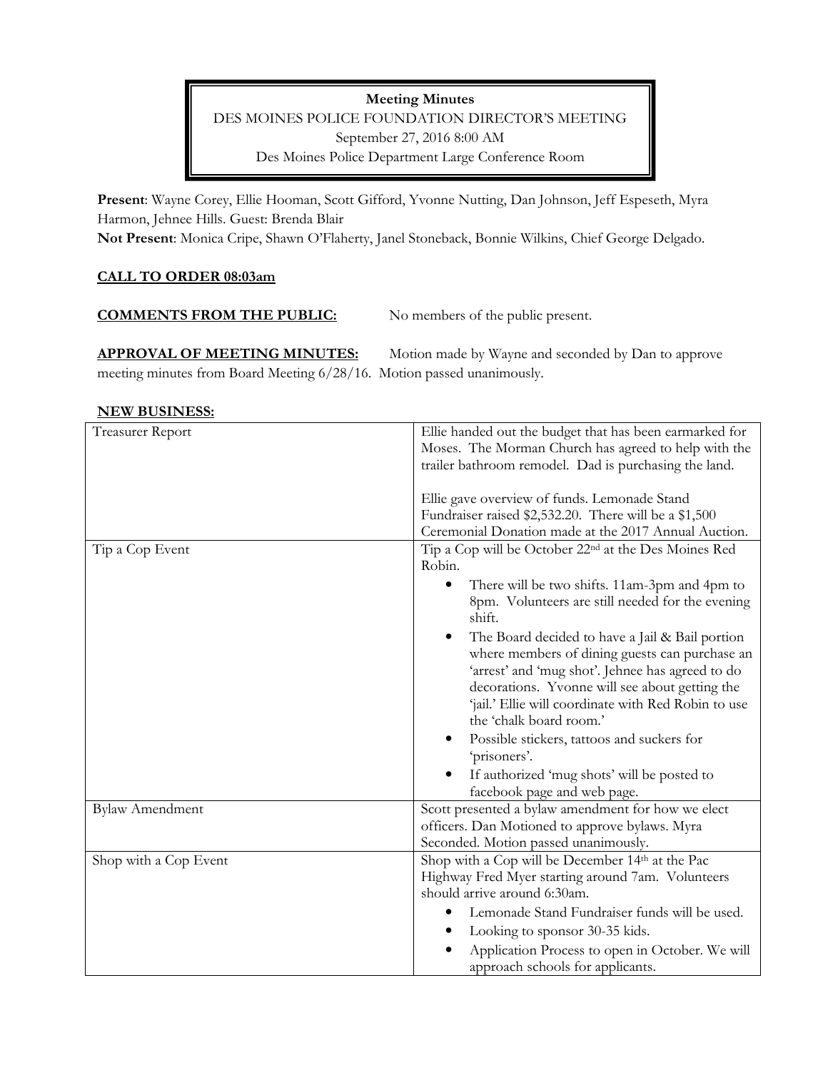**Meeting Minutes**

DES MOINES POLICE FOUNDATION DIRECTOR'S MEETING

September 27, 2016 8:00 AM

Des Moines Police Department Large Conference Room

**Present**: Wayne Corey, Ellie Hooman, Scott Gifford, Yvonne Nutting, Dan Johnson, Jeff Espeseth, Myra Harmon, Jehnee Hills. Guest: Brenda Blair

**Not Present**: Monica Cripe, Shawn O'Flaherty, Janel Stoneback, Bonnie Wilkins, Chief George Delgado.

**CALL TO ORDER 08:03am**

**COMMENTS FROM THE PUBLIC:** No members of the public present.

**APPROVAL OF MEETING MINUTES:** Motion made by Wayne and seconded by Dan to approve meeting minutes from Board Meeting 6/28/16. Motion passed unanimously.

**NEW BUSINESS:**

| | |
|---|---|
| Treasurer Report | Ellie handed out the budget that has been earmarked for Moses. The Morman Church has agreed to help with the trailer bathroom remodel. Dad is purchasing the land.<br><br>Ellie gave overview of funds. Lemonade Stand Fundraiser raised $2,532.20. There will be a $1,500 Ceremonial Donation made at the 2017 Annual Auction. |
| Tip a Cop Event | Tip a Cop will be October 22nd at the Des Moines Red Robin.<br>• There will be two shifts. 11am-3pm and 4pm to 8pm. Volunteers are still needed for the evening shift.<br>• The Board decided to have a Jail & Bail portion where members of dining guests can purchase an 'arrest' and 'mug shot'. Jehnee has agreed to do decorations. Yvonne will see about getting the 'jail.' Ellie will coordinate with Red Robin to use the 'chalk board room.'<br>• Possible stickers, tattoos and suckers for 'prisoners'.<br>• If authorized 'mug shots' will be posted to facebook page and web page. |
| Bylaw Amendment | Scott presented a bylaw amendment for how we elect officers. Dan Motioned to approve bylaws. Myra Seconded. Motion passed unanimously. |
| Shop with a Cop Event | Shop with a Cop will be December 14th at the Pac Highway Fred Myer starting around 7am. Volunteers should arrive around 6:30am.<br>• Lemonade Stand Fundraiser funds will be used.<br>• Looking to sponsor 30-35 kids.<br>• Application Process to open in October. We will approach schools for applicants. |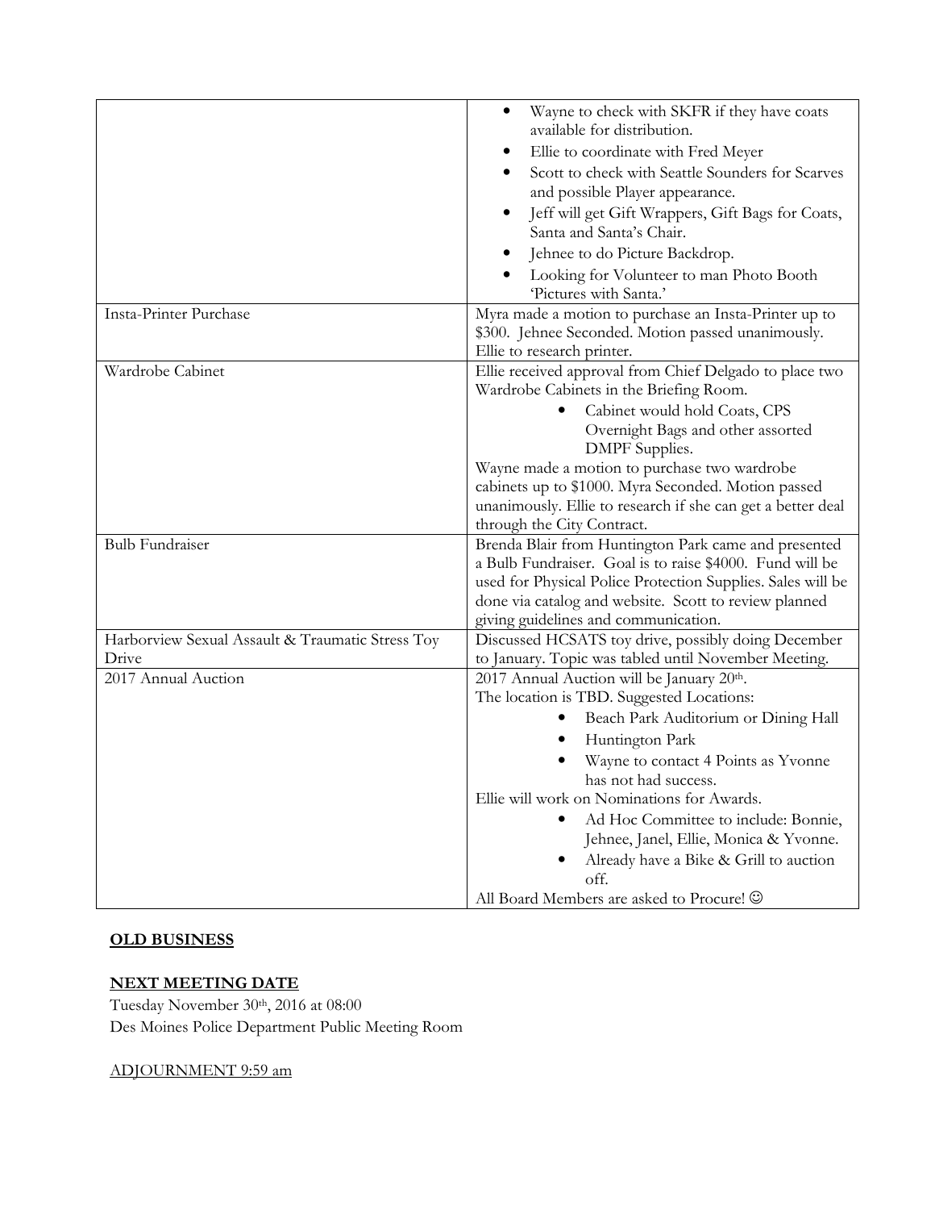| | |
|---|---|
| | • Wayne to check with SKFR if they have coats available for distribution.<br>• Ellie to coordinate with Fred Meyer<br>• Scott to check with Seattle Sounders for Scarves and possible Player appearance.<br>• Jeff will get Gift Wrappers, Gift Bags for Coats, Santa and Santa's Chair.<br>• Jehnee to do Picture Backdrop.<br>• Looking for Volunteer to man Photo Booth 'Pictures with Santa.' |
| Insta-Printer Purchase | Myra made a motion to purchase an Insta-Printer up to $300. Jehnee Seconded. Motion passed unanimously. Ellie to research printer. |
| Wardrobe Cabinet | Ellie received approval from Chief Delgado to place two Wardrobe Cabinets in the Briefing Room.<br>• Cabinet would hold Coats, CPS Overnight Bags and other assorted DMPF Supplies.<br>Wayne made a motion to purchase two wardrobe cabinets up to $1000. Myra Seconded. Motion passed unanimously. Ellie to research if she can get a better deal through the City Contract. |
| Bulb Fundraiser | Brenda Blair from Huntington Park came and presented a Bulb Fundraiser. Goal is to raise $4000. Fund will be used for Physical Police Protection Supplies. Sales will be done via catalog and website. Scott to review planned giving guidelines and communication. |
| Harborview Sexual Assault & Traumatic Stress Toy Drive | Discussed HCSATS toy drive, possibly doing December to January. Topic was tabled until November Meeting. |
| 2017 Annual Auction | 2017 Annual Auction will be January 20th.<br>The location is TBD. Suggested Locations:<br>• Beach Park Auditorium or Dining Hall<br>• Huntington Park<br>• Wayne to contact 4 Points as Yvonne has not had success.<br>Ellie will work on Nominations for Awards.<br>• Ad Hoc Committee to include: Bonnie, Jehnee, Janel, Ellie, Monica & Yvonne.<br>• Already have a Bike & Grill to auction off.<br>All Board Members are asked to Procure! ☺ |

**OLD BUSINESS**

**NEXT MEETING DATE**

Tuesday November 30th, 2016 at 08:00
Des Moines Police Department Public Meeting Room

ADJOURNMENT 9:59 am